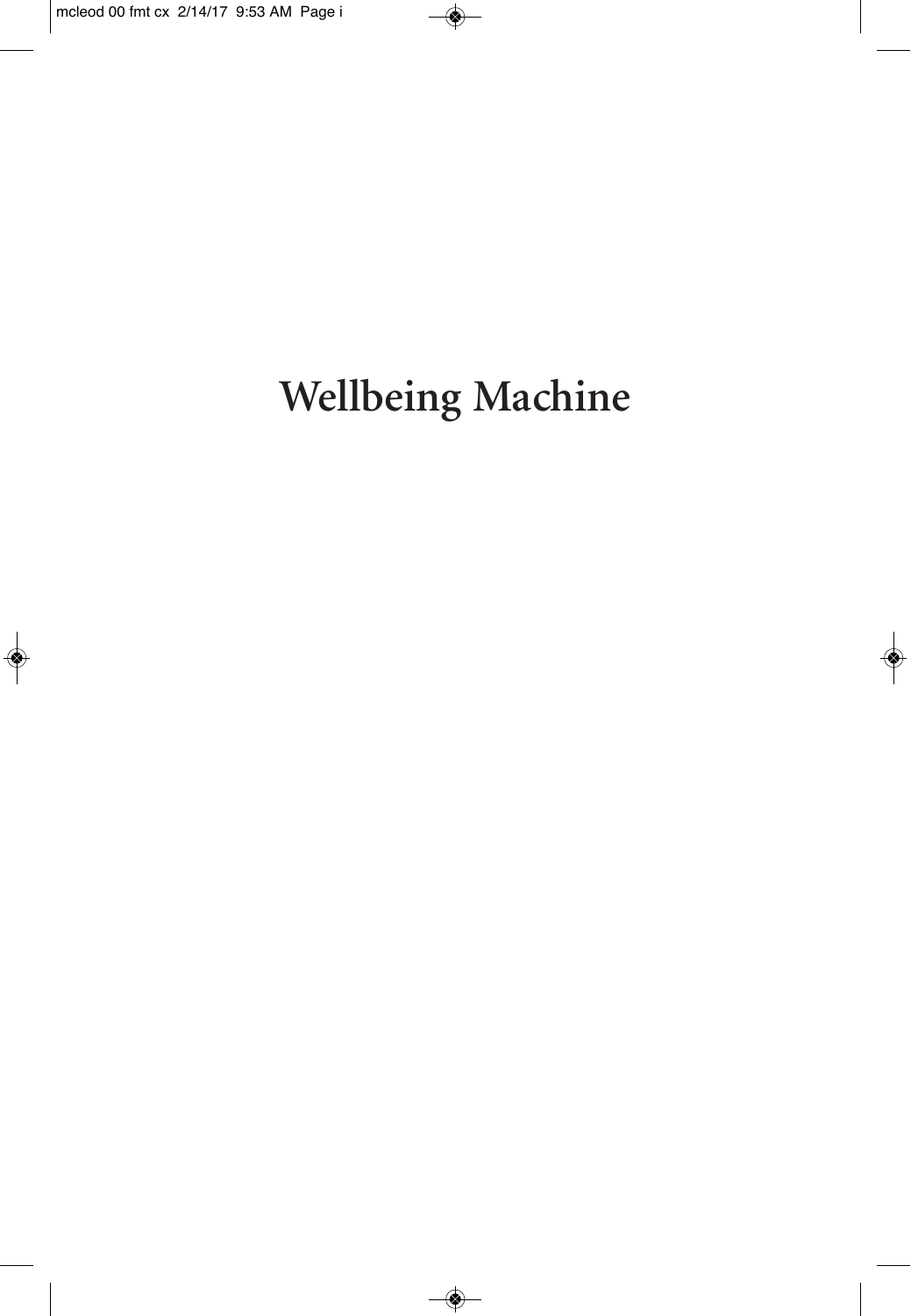# Wellbeing Machine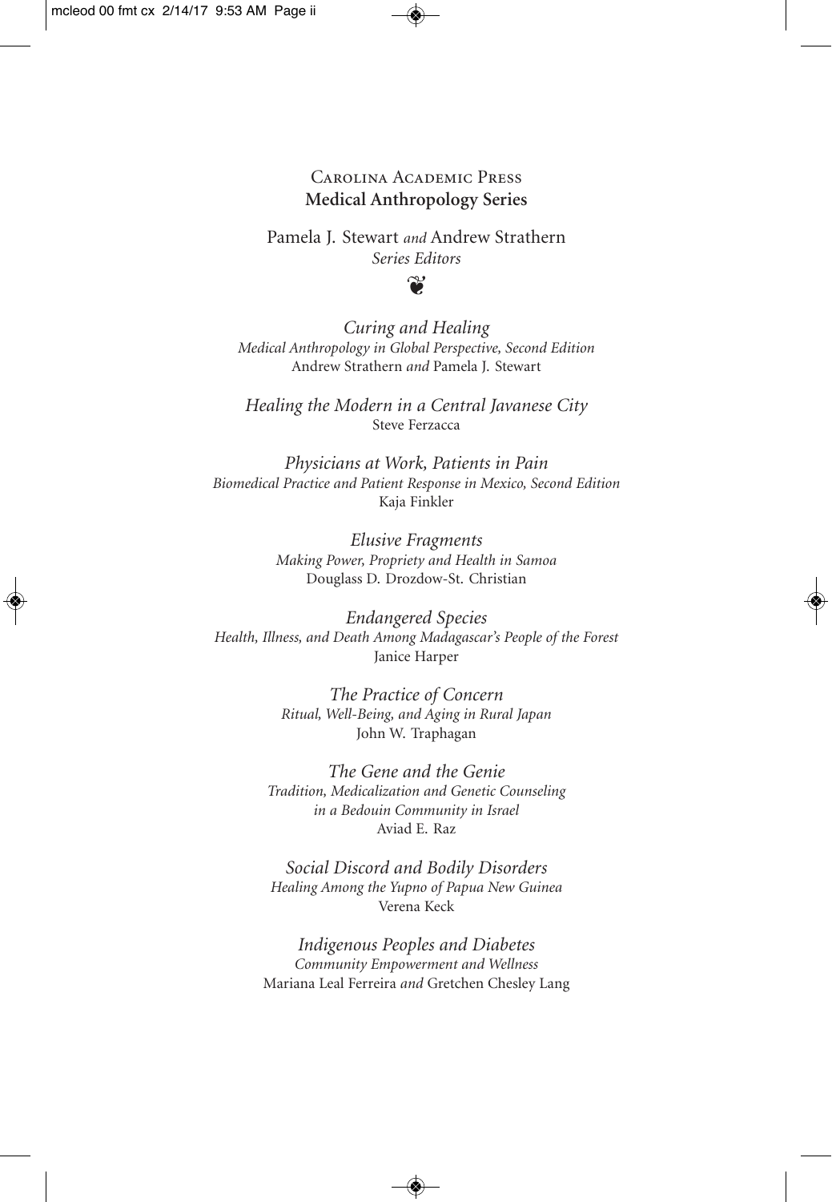# Carolina Academic Press
## Medical Anthropology Series

Pamela J. Stewart *and* Andrew Strathern
*Series Editors*

❦

*Curing and Healing*
*Medical Anthropology in Global Perspective, Second Edition*
Andrew Strathern *and* Pamela J. Stewart

*Healing the Modern in a Central Javanese City*
Steve Ferzacca

*Physicians at Work, Patients in Pain*
*Biomedical Practice and Patient Response in Mexico, Second Edition*
Kaja Finkler

*Elusive Fragments*
*Making Power, Propriety and Health in Samoa*
Douglass D. Drozdow-St. Christian

*Endangered Species*
*Health, Illness, and Death Among Madagascar's People of the Forest*
Janice Harper

*The Practice of Concern*
*Ritual, Well-Being, and Aging in Rural Japan*
John W. Traphagan

*The Gene and the Genie*
*Tradition, Medicalization and Genetic Counseling in a Bedouin Community in Israel*
Aviad E. Raz

*Social Discord and Bodily Disorders*
*Healing Among the Yupno of Papua New Guinea*
Verena Keck

*Indigenous Peoples and Diabetes*
*Community Empowerment and Wellness*
Mariana Leal Ferreira *and* Gretchen Chesley Lang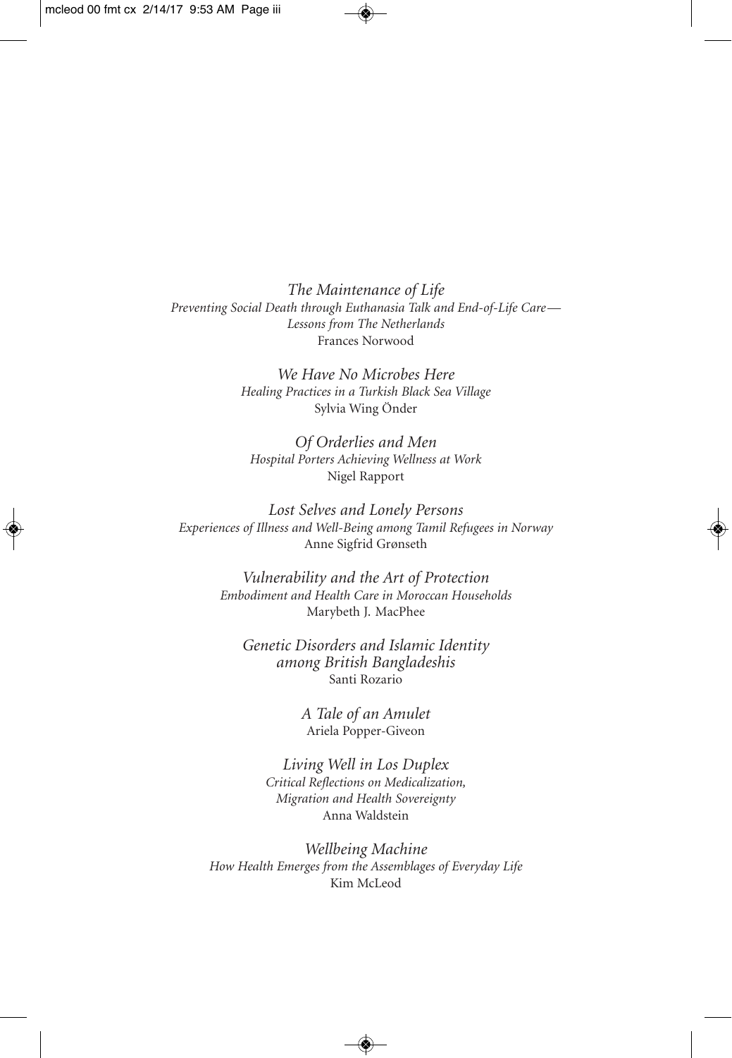*The Maintenance of Life*
*Preventing Social Death through Euthanasia Talk and End-of-Life Care—Lessons from The Netherlands*
Frances Norwood

*We Have No Microbes Here*
*Healing Practices in a Turkish Black Sea Village*
Sylvia Wing Önder

*Of Orderlies and Men*
*Hospital Porters Achieving Wellness at Work*
Nigel Rapport

*Lost Selves and Lonely Persons*
*Experiences of Illness and Well-Being among Tamil Refugees in Norway*
Anne Sigfrid Grønseth

*Vulnerability and the Art of Protection*
*Embodiment and Health Care in Moroccan Households*
Marybeth J. MacPhee

*Genetic Disorders and Islamic Identity among British Bangladeshis*
Santi Rozario

*A Tale of an Amulet*
Ariela Popper-Giveon

*Living Well in Los Duplex*
*Critical Reflections on Medicalization, Migration and Health Sovereignty*
Anna Waldstein

*Wellbeing Machine*
*How Health Emerges from the Assemblages of Everyday Life*
Kim McLeod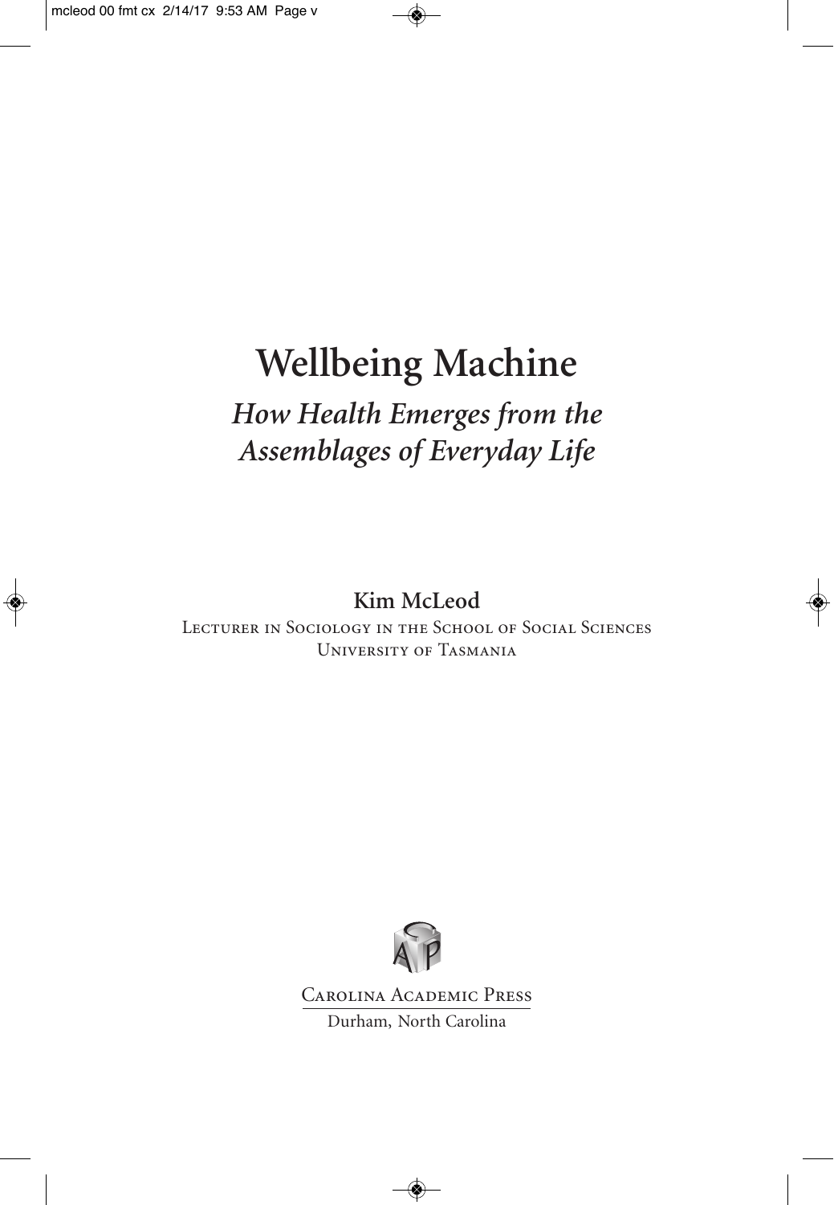# Wellbeing Machine

## *How Health Emerges from the Assemblages of Everyday Life*

**Kim McLeod**

Lecturer in Sociology in the School of Social Sciences
University of Tasmania

Carolina Academic Press
Durham, North Carolina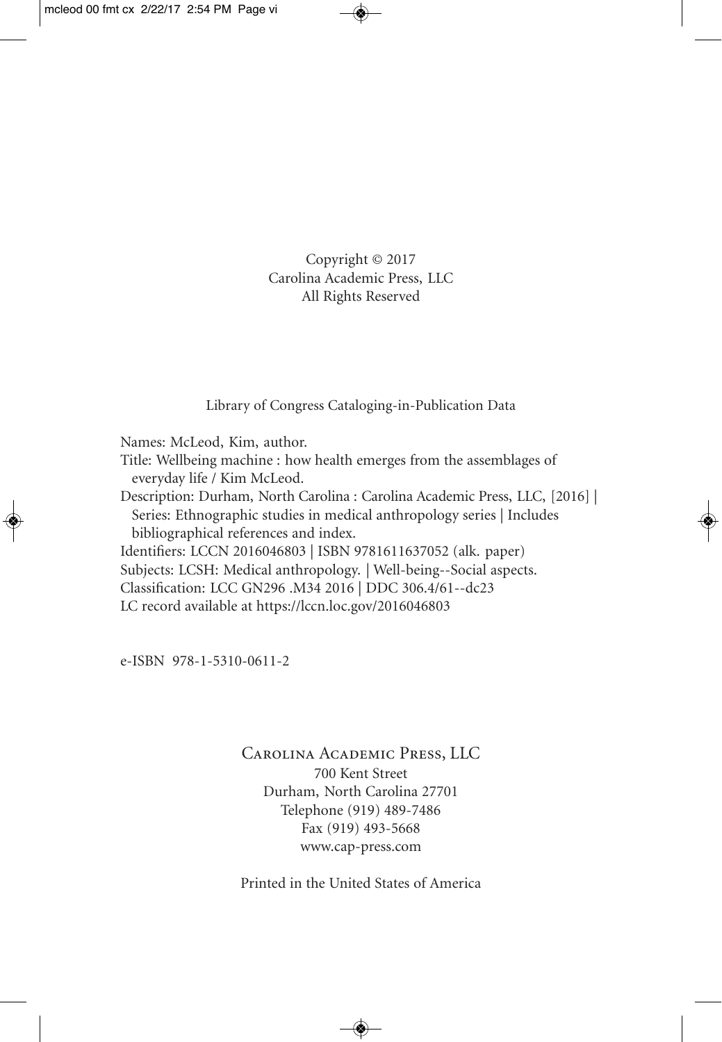Copyright © 2017
Carolina Academic Press, LLC
All Rights Reserved

Library of Congress Cataloging-in-Publication Data

Names: McLeod, Kim, author.
Title: Wellbeing machine : how health emerges from the assemblages of everyday life / Kim McLeod.
Description: Durham, North Carolina : Carolina Academic Press, LLC, [2016] | Series: Ethnographic studies in medical anthropology series | Includes bibliographical references and index.
Identifiers: LCCN 2016046803 | ISBN 9781611637052 (alk. paper)
Subjects: LCSH: Medical anthropology. | Well-being--Social aspects.
Classification: LCC GN296 .M34 2016 | DDC 306.4/61--dc23
LC record available at https://lccn.loc.gov/2016046803

e-ISBN 978-1-5310-0611-2

Carolina Academic Press, LLC
700 Kent Street
Durham, North Carolina 27701
Telephone (919) 489-7486
Fax (919) 493-5668
www.cap-press.com

Printed in the United States of America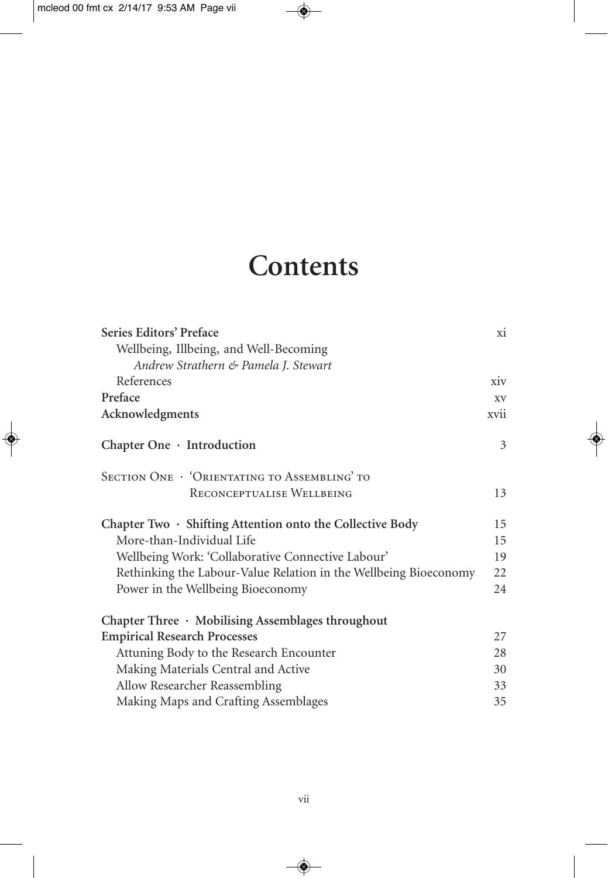# Contents

**Series Editors' Preface** xi
  Wellbeing, Illbeing, and Well-Becoming
  *Andrew Strathern & Pamela J. Stewart*
  References xiv
**Preface** xv
**Acknowledgments** xvii

**Chapter One · Introduction** 3

SECTION ONE · 'ORIENTATING TO ASSEMBLING' TO RECONCEPTUALISE WELLBEING 13

**Chapter Two · Shifting Attention onto the Collective Body** 15
  More-than-Individual Life 15
  Wellbeing Work: 'Collaborative Connective Labour' 19
  Rethinking the Labour-Value Relation in the Wellbeing Bioeconomy 22
  Power in the Wellbeing Bioeconomy 24

**Chapter Three · Mobilising Assemblages throughout Empirical Research Processes** 27
  Attuning Body to the Research Encounter 28
  Making Materials Central and Active 30
  Allow Researcher Reassembling 33
  Making Maps and Crafting Assemblages 35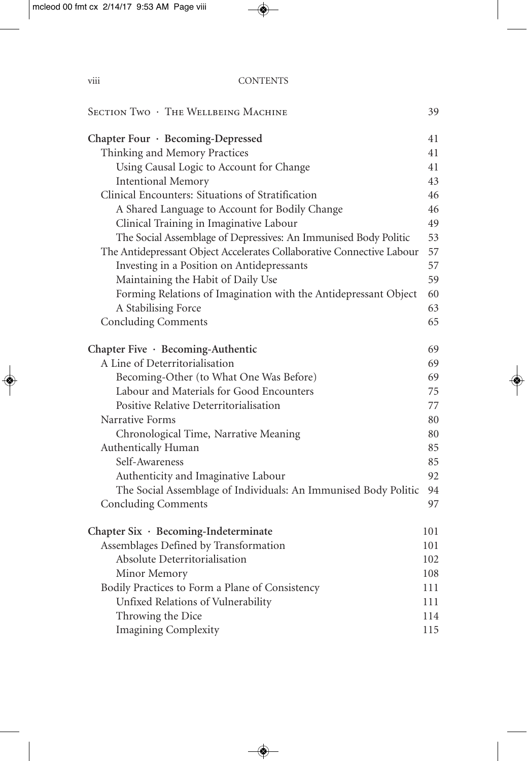Section Two · The Wellbeing Machine 39

**Chapter Four · Becoming-Depressed** 41

- Thinking and Memory Practices 41
  - Using Causal Logic to Account for Change 41
  - Intentional Memory 43
- Clinical Encounters: Situations of Stratification 46
  - A Shared Language to Account for Bodily Change 46
  - Clinical Training in Imaginative Labour 49
  - The Social Assemblage of Depressives: An Immunised Body Politic 53
- The Antidepressant Object Accelerates Collaborative Connective Labour 57
  - Investing in a Position on Antidepressants 57
  - Maintaining the Habit of Daily Use 59
  - Forming Relations of Imagination with the Antidepressant Object 60
  - A Stabilising Force 63
- Concluding Comments 65

**Chapter Five · Becoming-Authentic** 69

- A Line of Deterritorialisation 69
  - Becoming-Other (to What One Was Before) 69
  - Labour and Materials for Good Encounters 75
  - Positive Relative Deterritorialisation 77
- Narrative Forms 80
  - Chronological Time, Narrative Meaning 80
- Authentically Human 85
  - Self-Awareness 85
  - Authenticity and Imaginative Labour 92
  - The Social Assemblage of Individuals: An Immunised Body Politic 94
- Concluding Comments 97

**Chapter Six · Becoming-Indeterminate** 101

- Assemblages Defined by Transformation 101
  - Absolute Deterritorialisation 102
  - Minor Memory 108
- Bodily Practices to Form a Plane of Consistency 111
  - Unfixed Relations of Vulnerability 111
  - Throwing the Dice 114
  - Imagining Complexity 115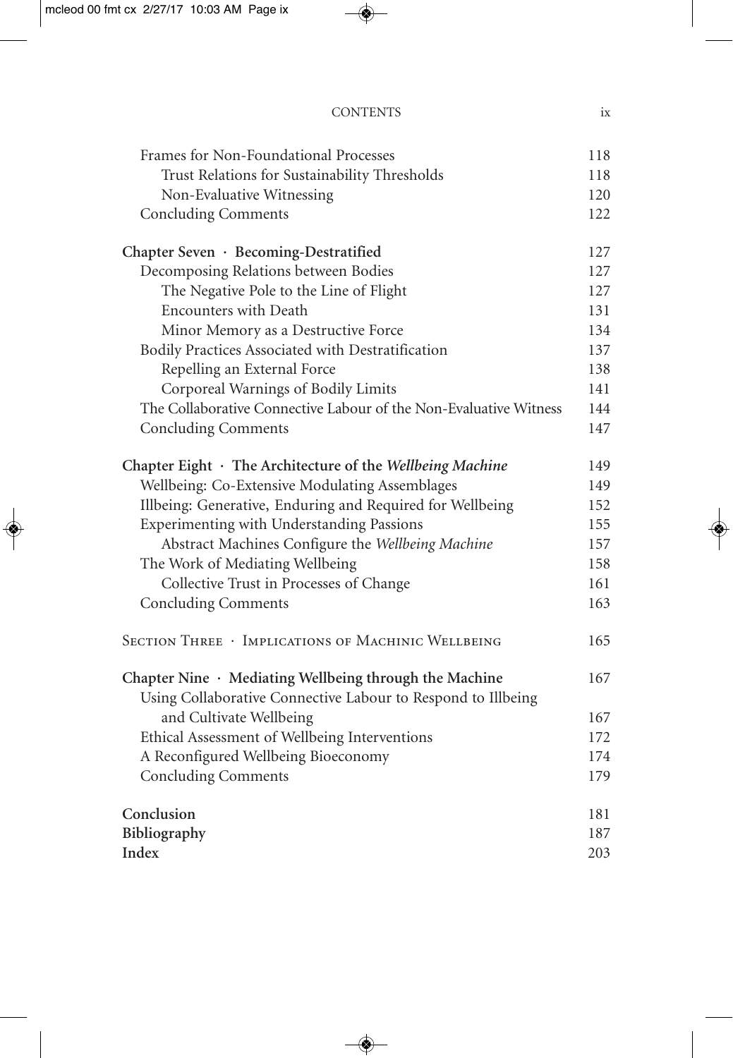| | |
|---|---|
| Frames for Non-Foundational Processes | 118 |
| Trust Relations for Sustainability Thresholds | 118 |
| Non-Evaluative Witnessing | 120 |
| Concluding Comments | 122 |
| **Chapter Seven · Becoming-Destratified** | 127 |
| Decomposing Relations between Bodies | 127 |
| The Negative Pole to the Line of Flight | 127 |
| Encounters with Death | 131 |
| Minor Memory as a Destructive Force | 134 |
| Bodily Practices Associated with Destratification | 137 |
| Repelling an External Force | 138 |
| Corporeal Warnings of Bodily Limits | 141 |
| The Collaborative Connective Labour of the Non-Evaluative Witness | 144 |
| Concluding Comments | 147 |
| **Chapter Eight · The Architecture of the *Wellbeing Machine*** | 149 |
| Wellbeing: Co-Extensive Modulating Assemblages | 149 |
| Illbeing: Generative, Enduring and Required for Wellbeing | 152 |
| Experimenting with Understanding Passions | 155 |
| Abstract Machines Configure the *Wellbeing Machine* | 157 |
| The Work of Mediating Wellbeing | 158 |
| Collective Trust in Processes of Change | 161 |
| Concluding Comments | 163 |
| SECTION THREE · IMPLICATIONS OF MACHINIC WELLBEING | 165 |
| **Chapter Nine · Mediating Wellbeing through the Machine** | 167 |
| Using Collaborative Connective Labour to Respond to Illbeing and Cultivate Wellbeing | 167 |
| Ethical Assessment of Wellbeing Interventions | 172 |
| A Reconfigured Wellbeing Bioeconomy | 174 |
| Concluding Comments | 179 |
| **Conclusion** | 181 |
| **Bibliography** | 187 |
| **Index** | 203 |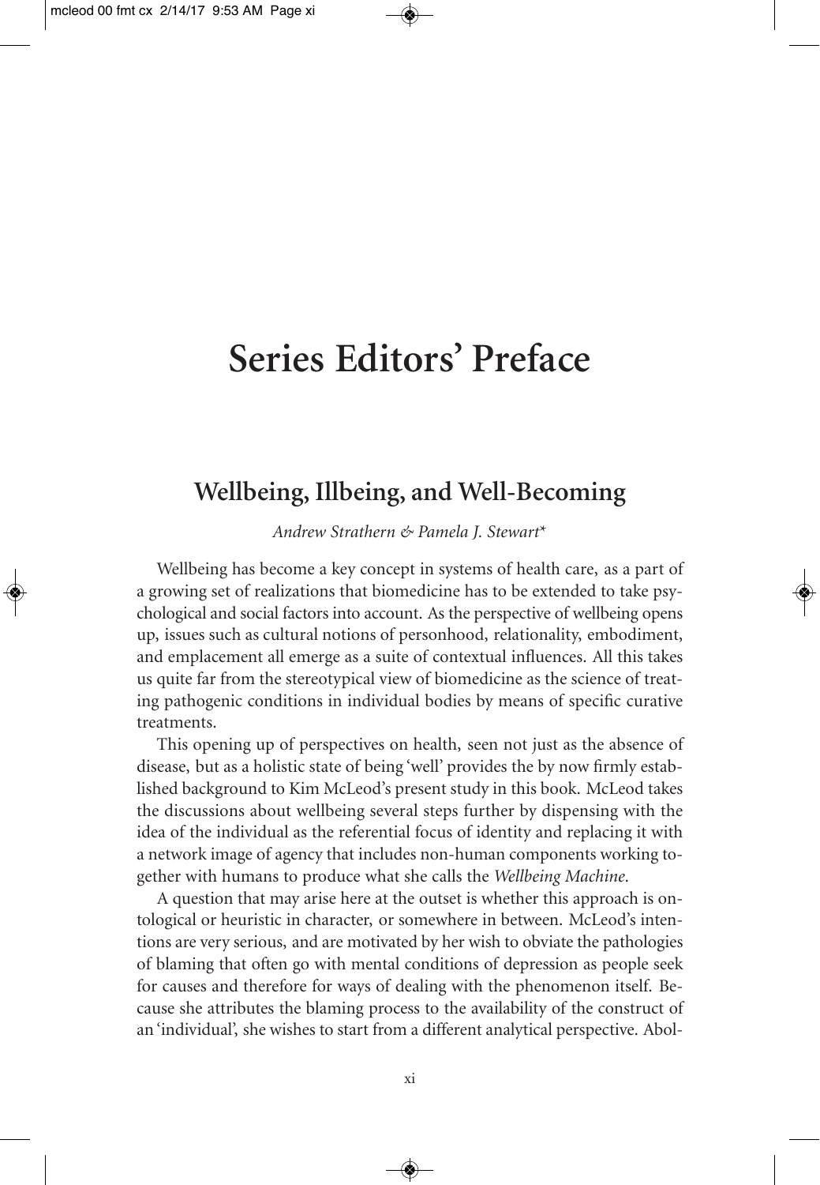# Series Editors' Preface

## Wellbeing, Illbeing, and Well-Becoming

*Andrew Strathern & Pamela J. Stewart\**

Wellbeing has become a key concept in systems of health care, as a part of a growing set of realizations that biomedicine has to be extended to take psychological and social factors into account. As the perspective of wellbeing opens up, issues such as cultural notions of personhood, relationality, embodiment, and emplacement all emerge as a suite of contextual influences. All this takes us quite far from the stereotypical view of biomedicine as the science of treating pathogenic conditions in individual bodies by means of specific curative treatments.

This opening up of perspectives on health, seen not just as the absence of disease, but as a holistic state of being 'well' provides the by now firmly established background to Kim McLeod's present study in this book. McLeod takes the discussions about wellbeing several steps further by dispensing with the idea of the individual as the referential focus of identity and replacing it with a network image of agency that includes non-human components working together with humans to produce what she calls the *Wellbeing Machine*.

A question that may arise here at the outset is whether this approach is ontological or heuristic in character, or somewhere in between. McLeod's intentions are very serious, and are motivated by her wish to obviate the pathologies of blaming that often go with mental conditions of depression as people seek for causes and therefore for ways of dealing with the phenomenon itself. Because she attributes the blaming process to the availability of the construct of an 'individual', she wishes to start from a different analytical perspective. Abol-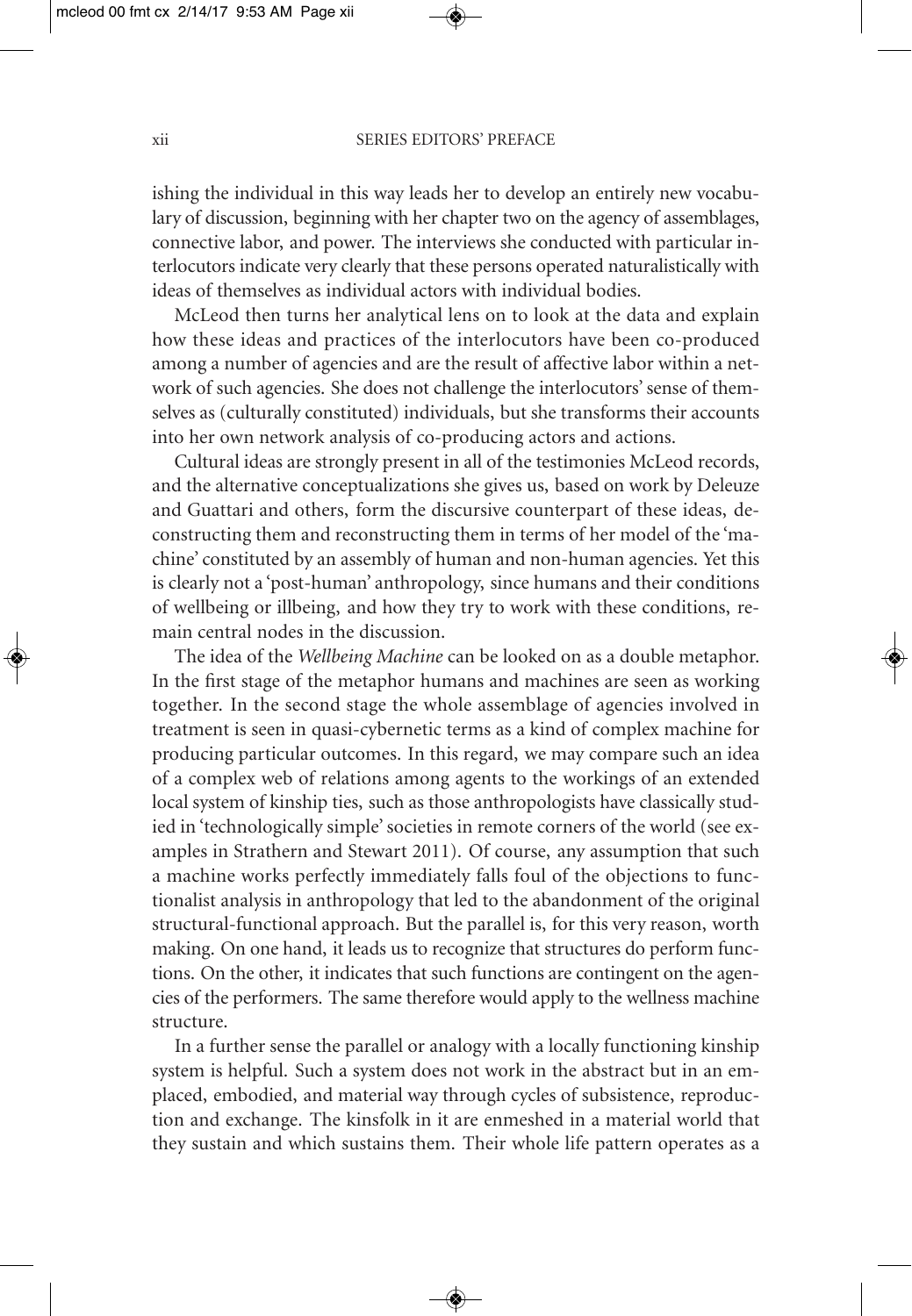ishing the individual in this way leads her to develop an entirely new vocabulary of discussion, beginning with her chapter two on the agency of assemblages, connective labor, and power. The interviews she conducted with particular interlocutors indicate very clearly that these persons operated naturalistically with ideas of themselves as individual actors with individual bodies.

McLeod then turns her analytical lens on to look at the data and explain how these ideas and practices of the interlocutors have been co-produced among a number of agencies and are the result of affective labor within a network of such agencies. She does not challenge the interlocutors' sense of themselves as (culturally constituted) individuals, but she transforms their accounts into her own network analysis of co-producing actors and actions.

Cultural ideas are strongly present in all of the testimonies McLeod records, and the alternative conceptualizations she gives us, based on work by Deleuze and Guattari and others, form the discursive counterpart of these ideas, deconstructing them and reconstructing them in terms of her model of the 'machine' constituted by an assembly of human and non-human agencies. Yet this is clearly not a 'post-human' anthropology, since humans and their conditions of wellbeing or illbeing, and how they try to work with these conditions, remain central nodes in the discussion.

The idea of the *Wellbeing Machine* can be looked on as a double metaphor. In the first stage of the metaphor humans and machines are seen as working together. In the second stage the whole assemblage of agencies involved in treatment is seen in quasi-cybernetic terms as a kind of complex machine for producing particular outcomes. In this regard, we may compare such an idea of a complex web of relations among agents to the workings of an extended local system of kinship ties, such as those anthropologists have classically studied in 'technologically simple' societies in remote corners of the world (see examples in Strathern and Stewart 2011). Of course, any assumption that such a machine works perfectly immediately falls foul of the objections to functionalist analysis in anthropology that led to the abandonment of the original structural-functional approach. But the parallel is, for this very reason, worth making. On one hand, it leads us to recognize that structures do perform functions. On the other, it indicates that such functions are contingent on the agencies of the performers. The same therefore would apply to the wellness machine structure.

In a further sense the parallel or analogy with a locally functioning kinship system is helpful. Such a system does not work in the abstract but in an emplaced, embodied, and material way through cycles of subsistence, reproduction and exchange. The kinsfolk in it are enmeshed in a material world that they sustain and which sustains them. Their whole life pattern operates as a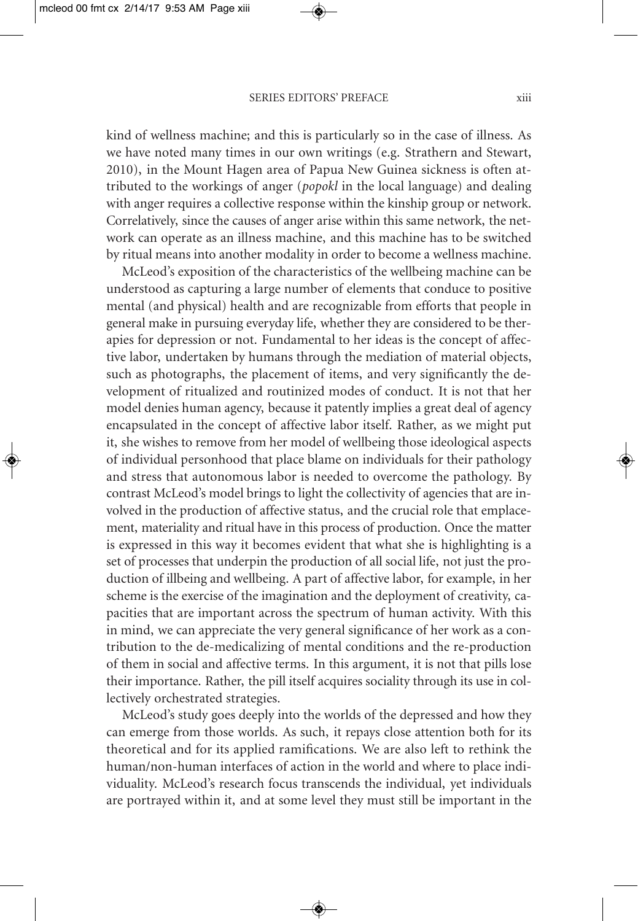kind of wellness machine; and this is particularly so in the case of illness. As we have noted many times in our own writings (e.g. Strathern and Stewart, 2010), in the Mount Hagen area of Papua New Guinea sickness is often attributed to the workings of anger (*popokl* in the local language) and dealing with anger requires a collective response within the kinship group or network. Correlatively, since the causes of anger arise within this same network, the network can operate as an illness machine, and this machine has to be switched by ritual means into another modality in order to become a wellness machine.

McLeod's exposition of the characteristics of the wellbeing machine can be understood as capturing a large number of elements that conduce to positive mental (and physical) health and are recognizable from efforts that people in general make in pursuing everyday life, whether they are considered to be therapies for depression or not. Fundamental to her ideas is the concept of affective labor, undertaken by humans through the mediation of material objects, such as photographs, the placement of items, and very significantly the development of ritualized and routinized modes of conduct. It is not that her model denies human agency, because it patently implies a great deal of agency encapsulated in the concept of affective labor itself. Rather, as we might put it, she wishes to remove from her model of wellbeing those ideological aspects of individual personhood that place blame on individuals for their pathology and stress that autonomous labor is needed to overcome the pathology. By contrast McLeod's model brings to light the collectivity of agencies that are involved in the production of affective status, and the crucial role that emplacement, materiality and ritual have in this process of production. Once the matter is expressed in this way it becomes evident that what she is highlighting is a set of processes that underpin the production of all social life, not just the production of illbeing and wellbeing. A part of affective labor, for example, in her scheme is the exercise of the imagination and the deployment of creativity, capacities that are important across the spectrum of human activity. With this in mind, we can appreciate the very general significance of her work as a contribution to the de-medicalizing of mental conditions and the re-production of them in social and affective terms. In this argument, it is not that pills lose their importance. Rather, the pill itself acquires sociality through its use in collectively orchestrated strategies.

McLeod's study goes deeply into the worlds of the depressed and how they can emerge from those worlds. As such, it repays close attention both for its theoretical and for its applied ramifications. We are also left to rethink the human/non-human interfaces of action in the world and where to place individuality. McLeod's research focus transcends the individual, yet individuals are portrayed within it, and at some level they must still be important in the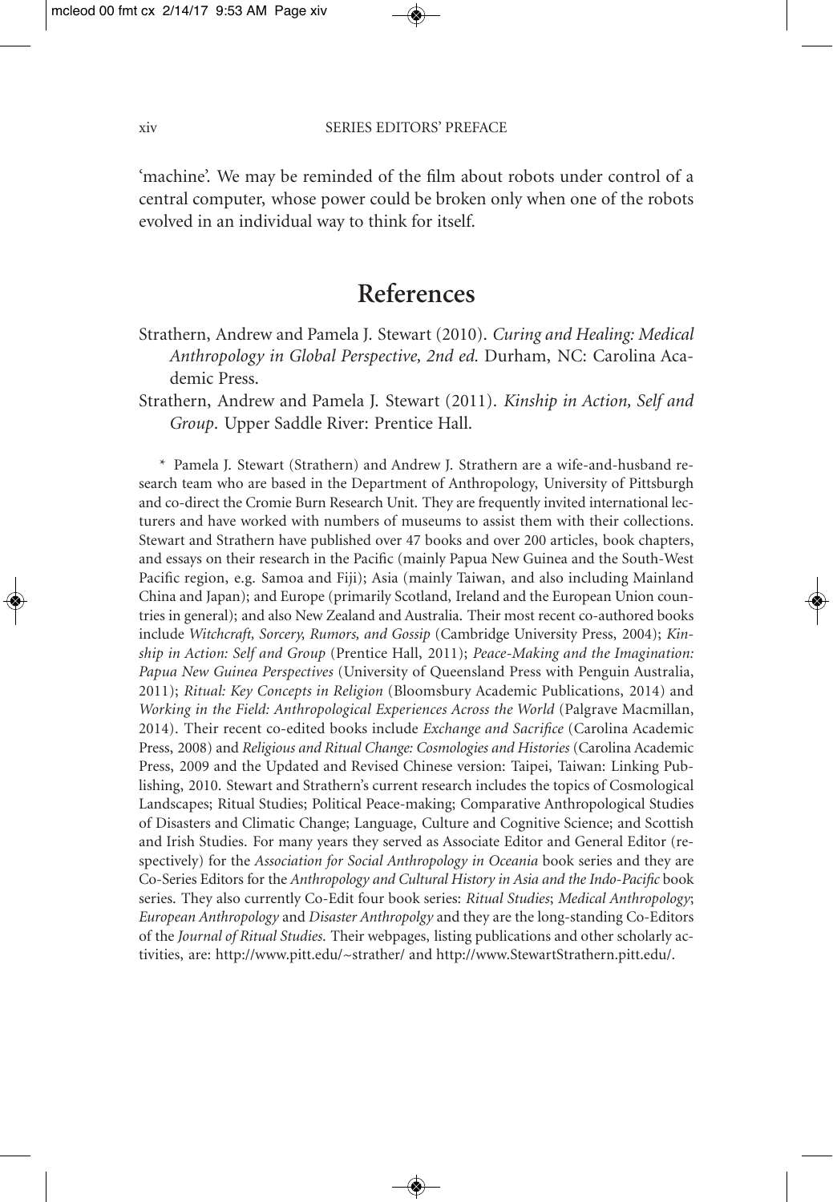'machine'. We may be reminded of the film about robots under control of a central computer, whose power could be broken only when one of the robots evolved in an individual way to think for itself.

## References

Strathern, Andrew and Pamela J. Stewart (2010). *Curing and Healing: Medical Anthropology in Global Perspective, 2nd ed.* Durham, NC: Carolina Academic Press.

Strathern, Andrew and Pamela J. Stewart (2011). *Kinship in Action, Self and Group*. Upper Saddle River: Prentice Hall.

\* Pamela J. Stewart (Strathern) and Andrew J. Strathern are a wife-and-husband research team who are based in the Department of Anthropology, University of Pittsburgh and co-direct the Cromie Burn Research Unit. They are frequently invited international lecturers and have worked with numbers of museums to assist them with their collections. Stewart and Strathern have published over 47 books and over 200 articles, book chapters, and essays on their research in the Pacific (mainly Papua New Guinea and the South-West Pacific region, e.g. Samoa and Fiji); Asia (mainly Taiwan, and also including Mainland China and Japan); and Europe (primarily Scotland, Ireland and the European Union countries in general); and also New Zealand and Australia. Their most recent co-authored books include *Witchcraft, Sorcery, Rumors, and Gossip* (Cambridge University Press, 2004); *Kinship in Action: Self and Group* (Prentice Hall, 2011); *Peace-Making and the Imagination: Papua New Guinea Perspectives* (University of Queensland Press with Penguin Australia, 2011); *Ritual: Key Concepts in Religion* (Bloomsbury Academic Publications, 2014) and *Working in the Field: Anthropological Experiences Across the World* (Palgrave Macmillan, 2014). Their recent co-edited books include *Exchange and Sacrifice* (Carolina Academic Press, 2008) and *Religious and Ritual Change: Cosmologies and Histories* (Carolina Academic Press, 2009 and the Updated and Revised Chinese version: Taipei, Taiwan: Linking Publishing, 2010. Stewart and Strathern's current research includes the topics of Cosmological Landscapes; Ritual Studies; Political Peace-making; Comparative Anthropological Studies of Disasters and Climatic Change; Language, Culture and Cognitive Science; and Scottish and Irish Studies. For many years they served as Associate Editor and General Editor (respectively) for the *Association for Social Anthropology in Oceania* book series and they are Co-Series Editors for the *Anthropology and Cultural History in Asia and the Indo-Pacific* book series. They also currently Co-Edit four book series: *Ritual Studies*; *Medical Anthropology*; *European Anthropology* and *Disaster Anthropolgy* and they are the long-standing Co-Editors of the *Journal of Ritual Studies.* Their webpages, listing publications and other scholarly activities, are: http://www.pitt.edu/~strather/ and http://www.StewartStrathern.pitt.edu/.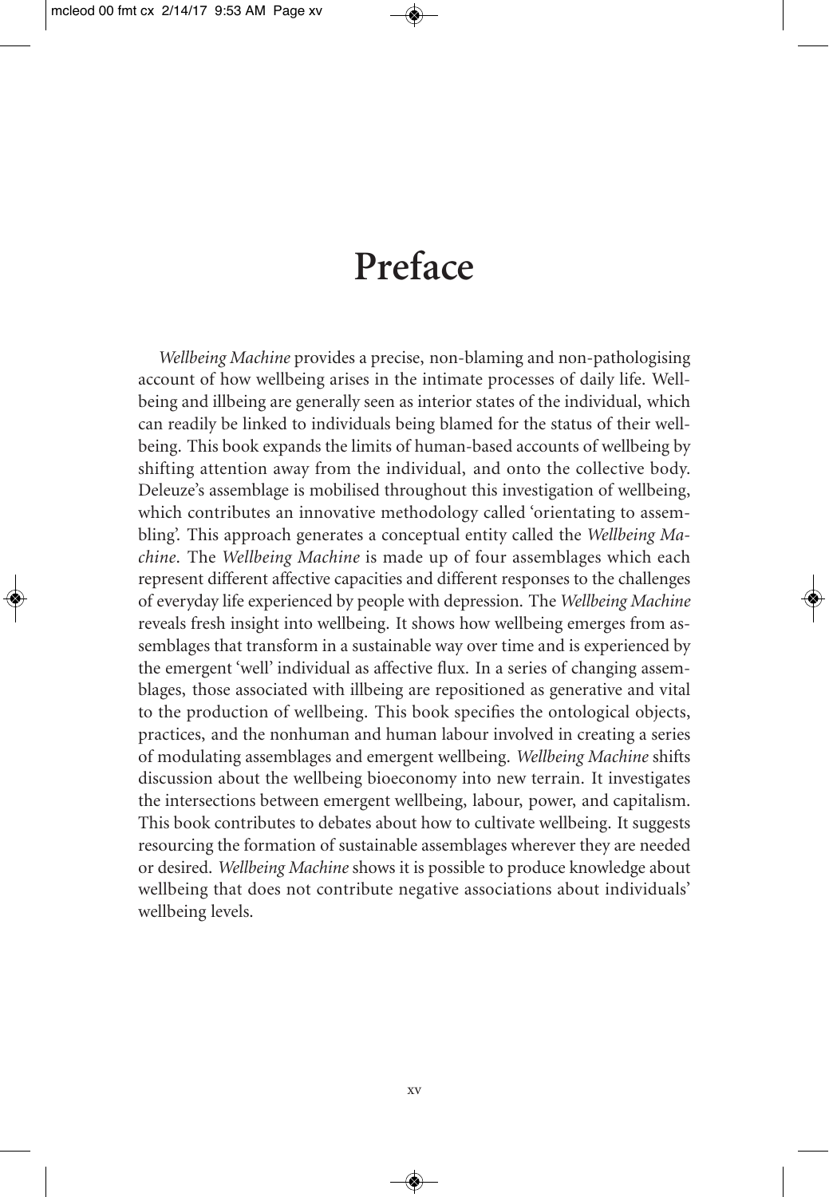# Preface

*Wellbeing Machine* provides a precise, non-blaming and non-pathologising account of how wellbeing arises in the intimate processes of daily life. Wellbeing and illbeing are generally seen as interior states of the individual, which can readily be linked to individuals being blamed for the status of their wellbeing. This book expands the limits of human-based accounts of wellbeing by shifting attention away from the individual, and onto the collective body. Deleuze's assemblage is mobilised throughout this investigation of wellbeing, which contributes an innovative methodology called 'orientating to assembling'. This approach generates a conceptual entity called the *Wellbeing Machine*. The *Wellbeing Machine* is made up of four assemblages which each represent different affective capacities and different responses to the challenges of everyday life experienced by people with depression. The *Wellbeing Machine* reveals fresh insight into wellbeing. It shows how wellbeing emerges from assemblages that transform in a sustainable way over time and is experienced by the emergent 'well' individual as affective flux. In a series of changing assemblages, those associated with illbeing are repositioned as generative and vital to the production of wellbeing. This book specifies the ontological objects, practices, and the nonhuman and human labour involved in creating a series of modulating assemblages and emergent wellbeing. *Wellbeing Machine* shifts discussion about the wellbeing bioeconomy into new terrain. It investigates the intersections between emergent wellbeing, labour, power, and capitalism. This book contributes to debates about how to cultivate wellbeing. It suggests resourcing the formation of sustainable assemblages wherever they are needed or desired. *Wellbeing Machine* shows it is possible to produce knowledge about wellbeing that does not contribute negative associations about individuals' wellbeing levels.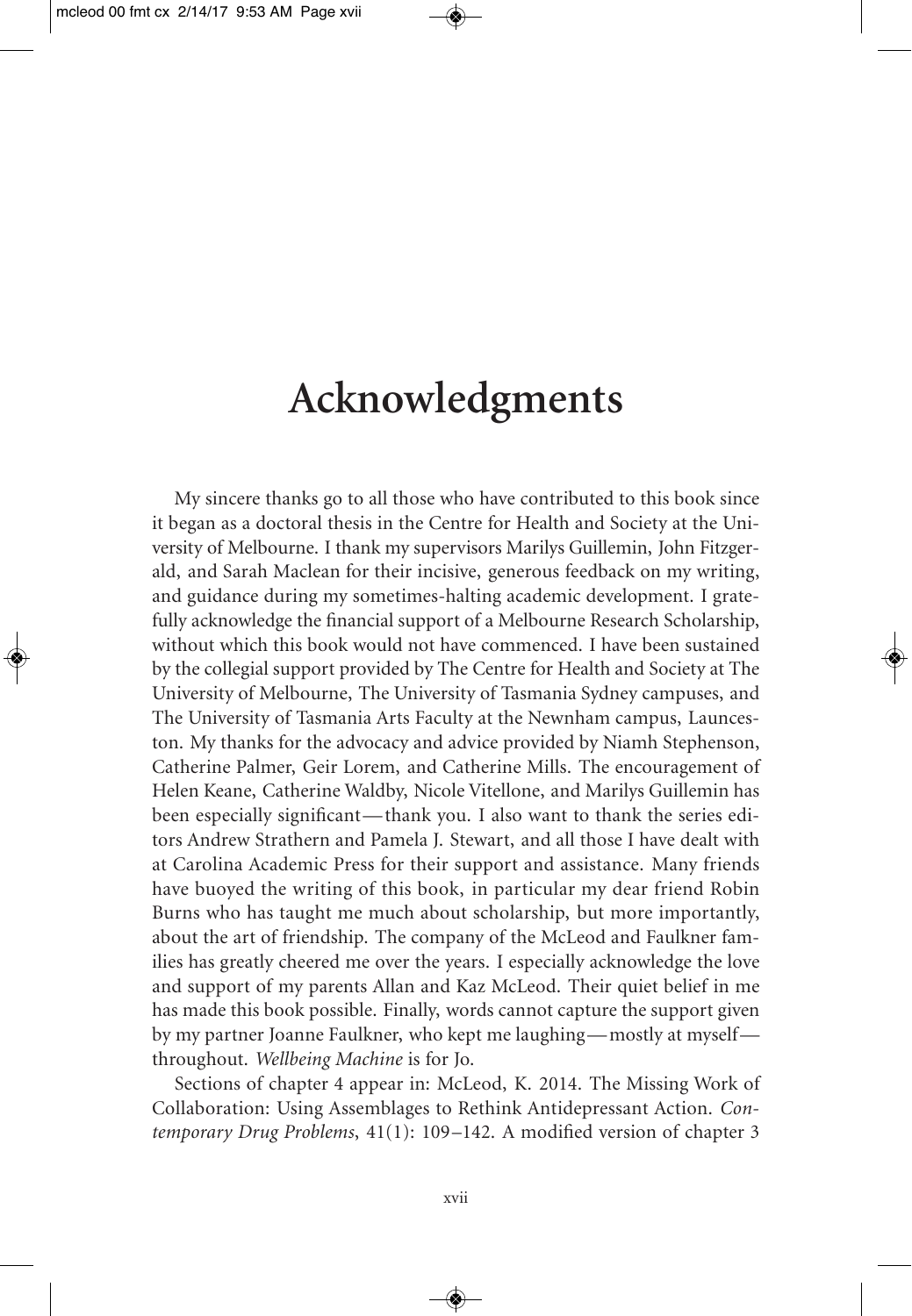# Acknowledgments

My sincere thanks go to all those who have contributed to this book since it began as a doctoral thesis in the Centre for Health and Society at the University of Melbourne. I thank my supervisors Marilys Guillemin, John Fitzgerald, and Sarah Maclean for their incisive, generous feedback on my writing, and guidance during my sometimes-halting academic development. I gratefully acknowledge the financial support of a Melbourne Research Scholarship, without which this book would not have commenced. I have been sustained by the collegial support provided by The Centre for Health and Society at The University of Melbourne, The University of Tasmania Sydney campuses, and The University of Tasmania Arts Faculty at the Newnham campus, Launceston. My thanks for the advocacy and advice provided by Niamh Stephenson, Catherine Palmer, Geir Lorem, and Catherine Mills. The encouragement of Helen Keane, Catherine Waldby, Nicole Vitellone, and Marilys Guillemin has been especially significant—thank you. I also want to thank the series editors Andrew Strathern and Pamela J. Stewart, and all those I have dealt with at Carolina Academic Press for their support and assistance. Many friends have buoyed the writing of this book, in particular my dear friend Robin Burns who has taught me much about scholarship, but more importantly, about the art of friendship. The company of the McLeod and Faulkner families has greatly cheered me over the years. I especially acknowledge the love and support of my parents Allan and Kaz McLeod. Their quiet belief in me has made this book possible. Finally, words cannot capture the support given by my partner Joanne Faulkner, who kept me laughing—mostly at myself—throughout. *Wellbeing Machine* is for Jo.

Sections of chapter 4 appear in: McLeod, K. 2014. The Missing Work of Collaboration: Using Assemblages to Rethink Antidepressant Action. *Contemporary Drug Problems*, 41(1): 109–142. A modified version of chapter 3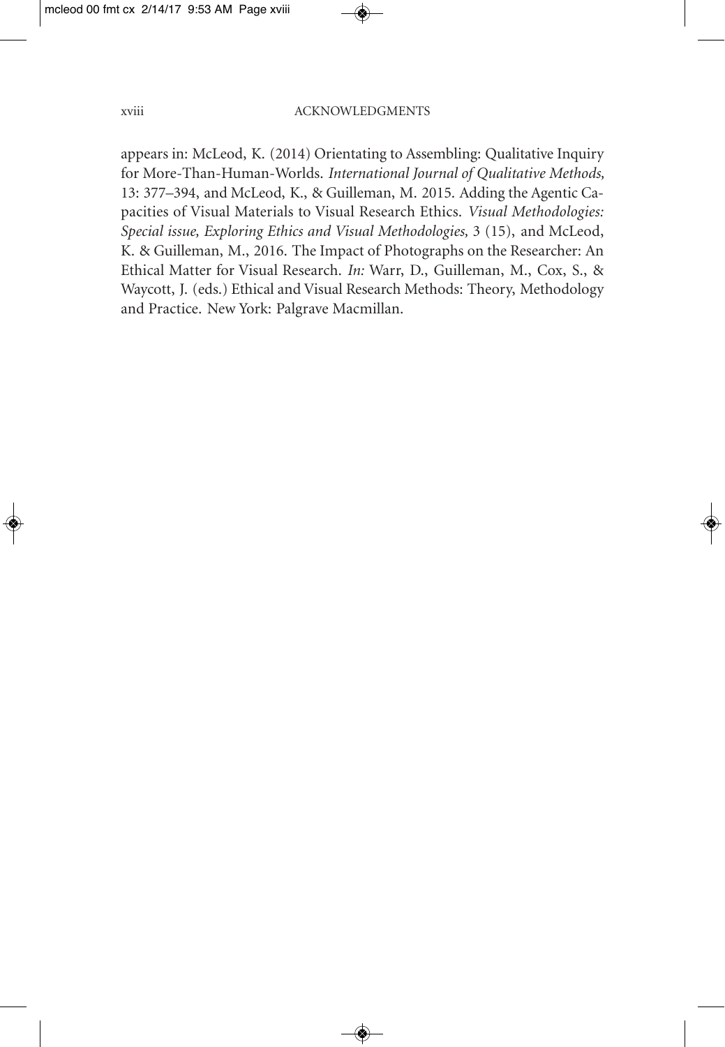appears in: McLeod, K. (2014) Orientating to Assembling: Qualitative Inquiry for More-Than-Human-Worlds. *International Journal of Qualitative Methods,* 13: 377–394, and McLeod, K., & Guilleman, M. 2015. Adding the Agentic Capacities of Visual Materials to Visual Research Ethics. *Visual Methodologies: Special issue, Exploring Ethics and Visual Methodologies,* 3 (15), and McLeod, K. & Guilleman, M., 2016. The Impact of Photographs on the Researcher: An Ethical Matter for Visual Research. *In:* Warr, D., Guilleman, M., Cox, S., & Waycott, J. (eds.) Ethical and Visual Research Methods: Theory, Methodology and Practice. New York: Palgrave Macmillan.